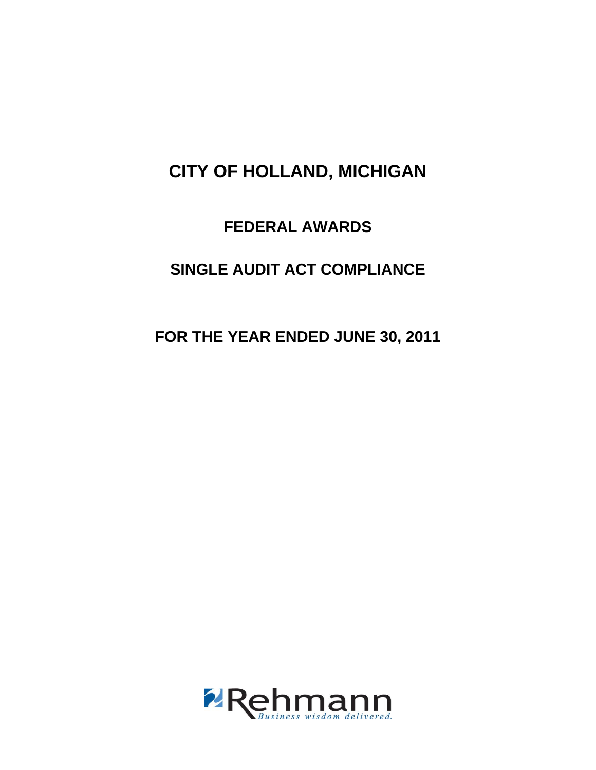# CITY OF HOLLAND, MICHIGAN

## FEDERAL AWARDS

## SINGLE AUDIT ACT COMPLIANCE

## FOR THE YEAR ENDED JUNE 30, 2011

Rehmann
*Business wisdom delivered.*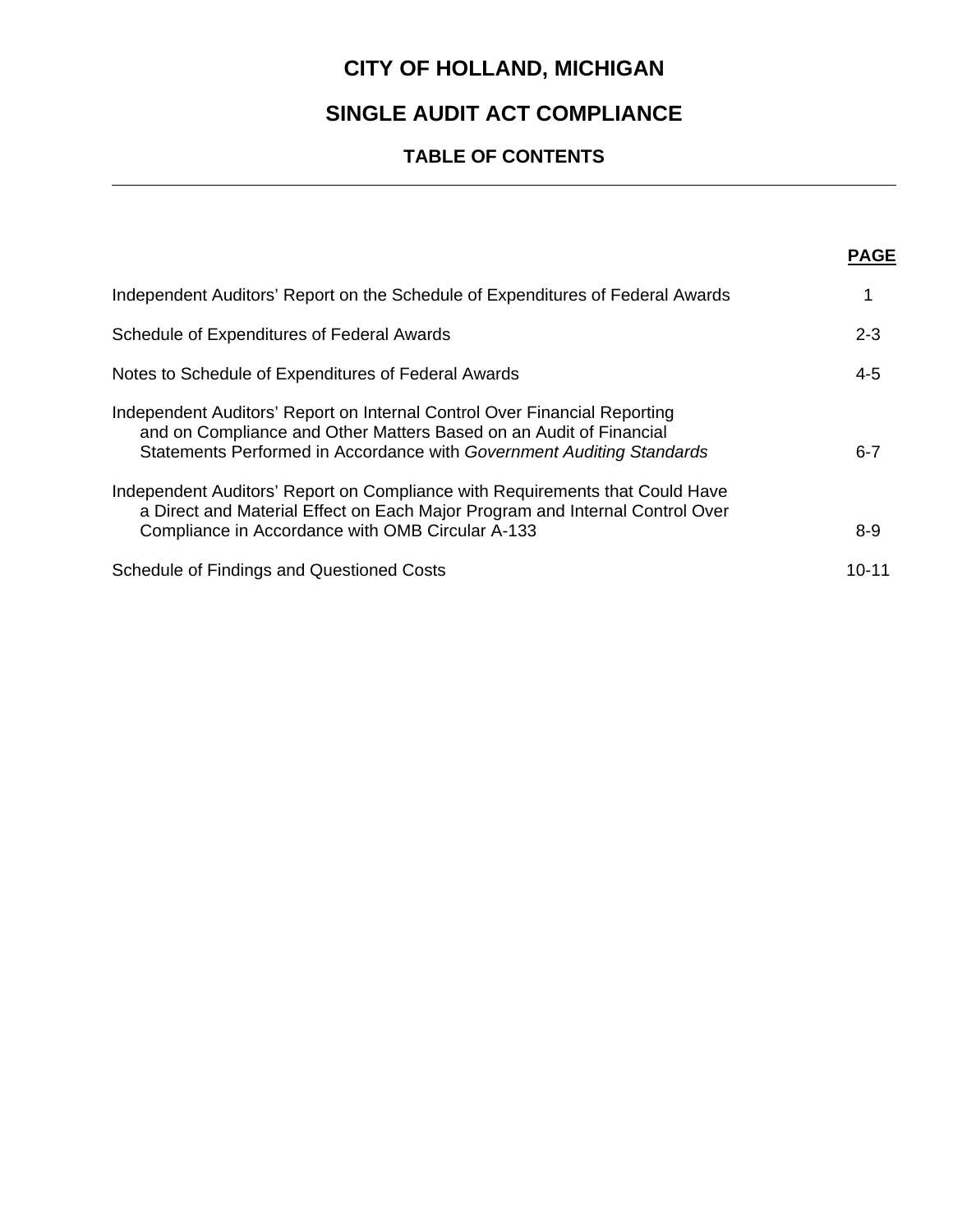# CITY OF HOLLAND, MICHIGAN

## SINGLE AUDIT ACT COMPLIANCE

### TABLE OF CONTENTS

| | PAGE |
|---|---|
| Independent Auditors' Report on the Schedule of Expenditures of Federal Awards | 1 |
| Schedule of Expenditures of Federal Awards | 2-3 |
| Notes to Schedule of Expenditures of Federal Awards | 4-5 |
| Independent Auditors' Report on Internal Control Over Financial Reporting and on Compliance and Other Matters Based on an Audit of Financial Statements Performed in Accordance with *Government Auditing Standards* | 6-7 |
| Independent Auditors' Report on Compliance with Requirements that Could Have a Direct and Material Effect on Each Major Program and Internal Control Over Compliance in Accordance with OMB Circular A-133 | 8-9 |
| Schedule of Findings and Questioned Costs | 10-11 |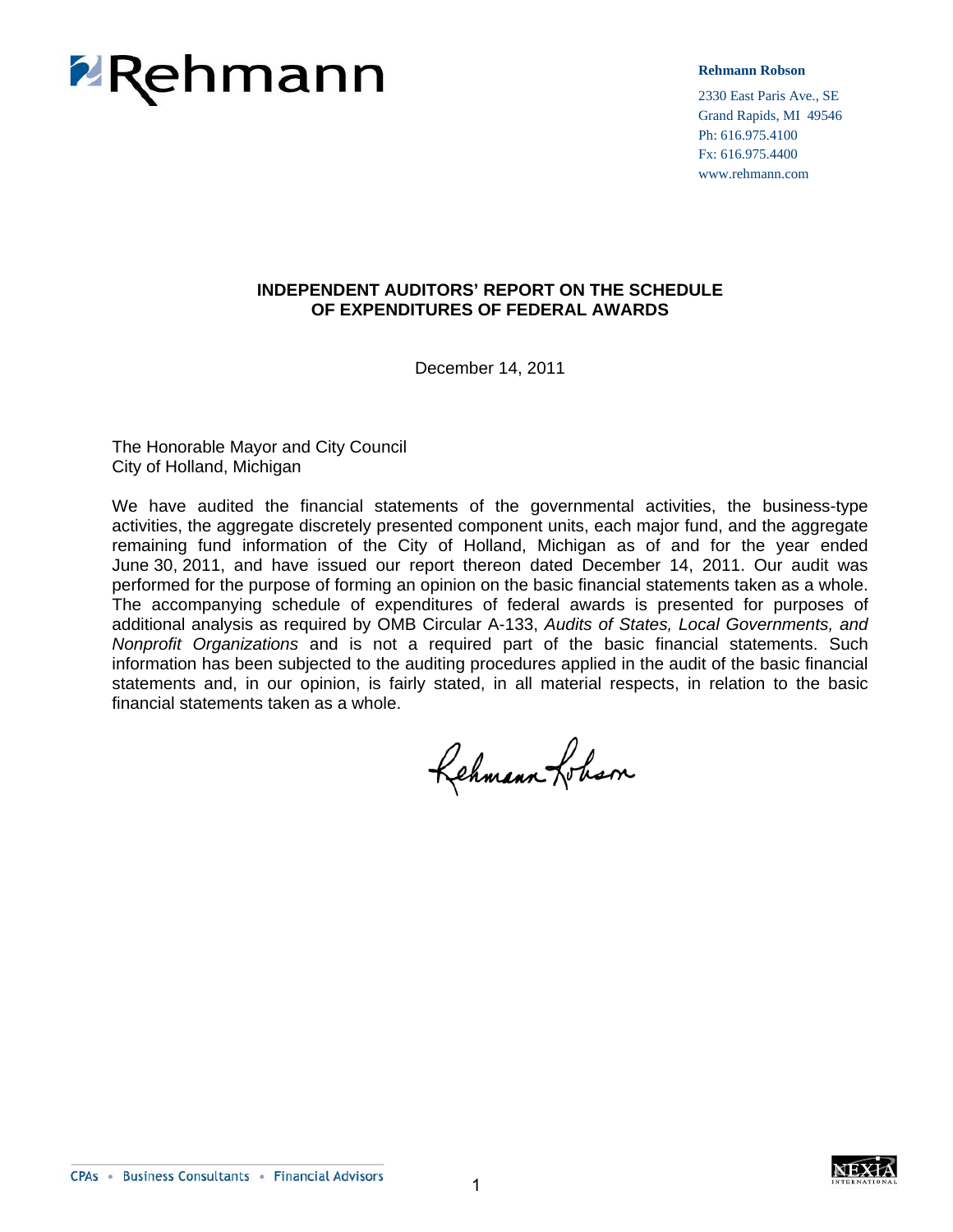**Rehmann Robson**

2330 East Paris Ave., SE
Grand Rapids, MI 49546
Ph: 616.975.4100
Fx: 616.975.4400
www.rehmann.com

## INDEPENDENT AUDITORS' REPORT ON THE SCHEDULE OF EXPENDITURES OF FEDERAL AWARDS

December 14, 2011

The Honorable Mayor and City Council
City of Holland, Michigan

We have audited the financial statements of the governmental activities, the business-type activities, the aggregate discretely presented component units, each major fund, and the aggregate remaining fund information of the City of Holland, Michigan as of and for the year ended June 30, 2011, and have issued our report thereon dated December 14, 2011. Our audit was performed for the purpose of forming an opinion on the basic financial statements taken as a whole. The accompanying schedule of expenditures of federal awards is presented for purposes of additional analysis as required by OMB Circular A-133, *Audits of States, Local Governments, and Nonprofit Organizations* and is not a required part of the basic financial statements. Such information has been subjected to the auditing procedures applied in the audit of the basic financial statements and, in our opinion, is fairly stated, in all material respects, in relation to the basic financial statements taken as a whole.

Rehmann Robson

CPAs • Business Consultants • Financial Advisors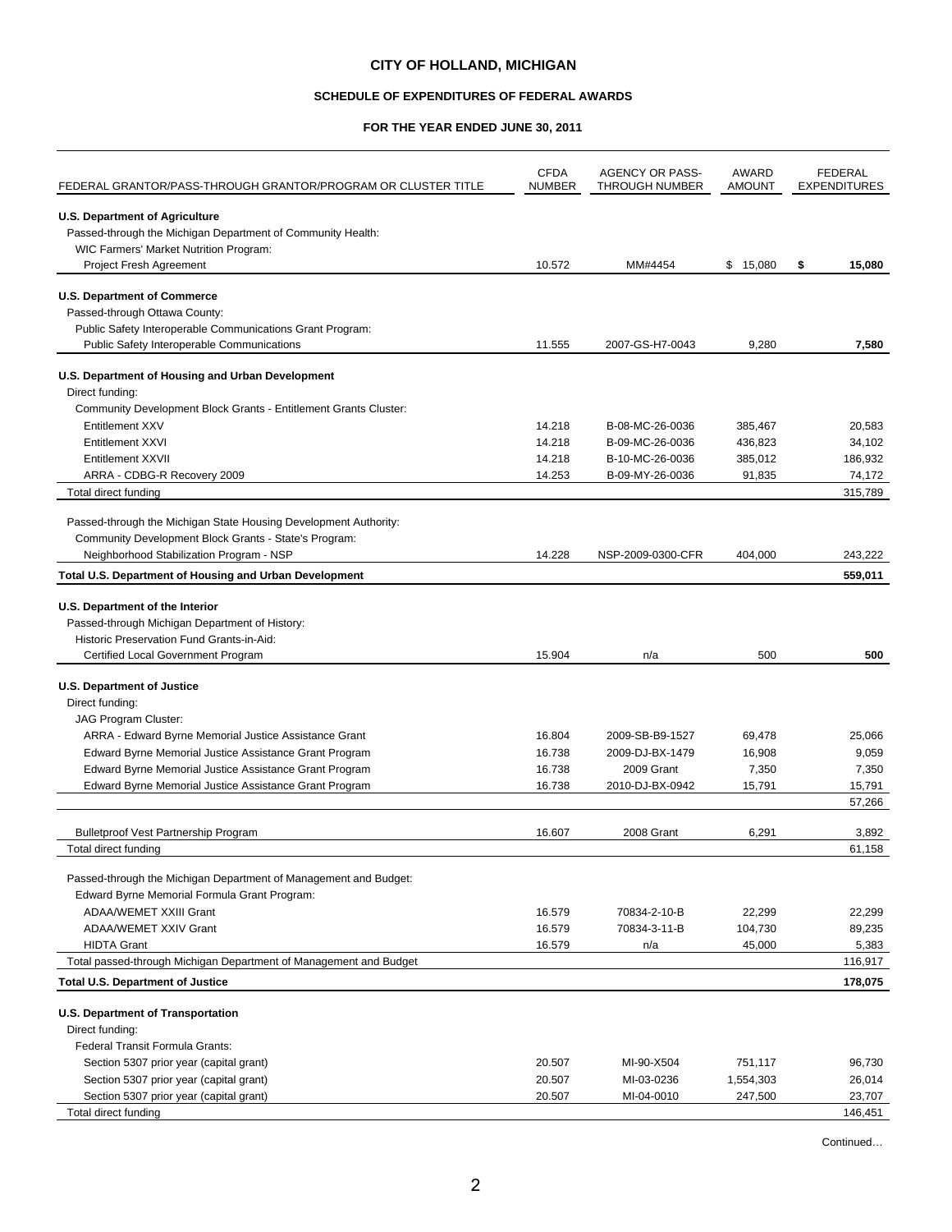# CITY OF HOLLAND, MICHIGAN

## SCHEDULE OF EXPENDITURES OF FEDERAL AWARDS

### FOR THE YEAR ENDED JUNE 30, 2011

| FEDERAL GRANTOR/PASS-THROUGH GRANTOR/PROGRAM OR CLUSTER TITLE | CFDA NUMBER | AGENCY OR PASS-THROUGH NUMBER | AWARD AMOUNT | FEDERAL EXPENDITURES |
|---|---|---|---|---|
| **U.S. Department of Agriculture** | | | | |
| Passed-through the Michigan Department of Community Health: | | | | |
| WIC Farmers' Market Nutrition Program: | | | | |
| Project Fresh Agreement | 10.572 | MM#4454 | $ 15,080 | **$ 15,080** |
| **U.S. Department of Commerce** | | | | |
| Passed-through Ottawa County: | | | | |
| Public Safety Interoperable Communications Grant Program: | | | | |
| Public Safety Interoperable Communications | 11.555 | 2007-GS-H7-0043 | 9,280 | **7,580** |
| **U.S. Department of Housing and Urban Development** | | | | |
| Direct funding: | | | | |
| Community Development Block Grants - Entitlement Grants Cluster: | | | | |
| Entitlement XXV | 14.218 | B-08-MC-26-0036 | 385,467 | 20,583 |
| Entitlement XXVI | 14.218 | B-09-MC-26-0036 | 436,823 | 34,102 |
| Entitlement XXVII | 14.218 | B-10-MC-26-0036 | 385,012 | 186,932 |
| ARRA - CDBG-R Recovery 2009 | 14.253 | B-09-MY-26-0036 | 91,835 | 74,172 |
| Total direct funding | | | | 315,789 |
| Passed-through the Michigan State Housing Development Authority: | | | | |
| Community Development Block Grants - State's Program: | | | | |
| Neighborhood Stabilization Program - NSP | 14.228 | NSP-2009-0300-CFR | 404,000 | 243,222 |
| **Total U.S. Department of Housing and Urban Development** | | | | **559,011** |
| **U.S. Department of the Interior** | | | | |
| Passed-through Michigan Department of History: | | | | |
| Historic Preservation Fund Grants-in-Aid: | | | | |
| Certified Local Government Program | 15.904 | n/a | 500 | **500** |
| **U.S. Department of Justice** | | | | |
| Direct funding: | | | | |
| JAG Program Cluster: | | | | |
| ARRA - Edward Byrne Memorial Justice Assistance Grant | 16.804 | 2009-SB-B9-1527 | 69,478 | 25,066 |
| Edward Byrne Memorial Justice Assistance Grant Program | 16.738 | 2009-DJ-BX-1479 | 16,908 | 9,059 |
| Edward Byrne Memorial Justice Assistance Grant Program | 16.738 | 2009 Grant | 7,350 | 7,350 |
| Edward Byrne Memorial Justice Assistance Grant Program | 16.738 | 2010-DJ-BX-0942 | 15,791 | 15,791 |
| | | | | 57,266 |
| Bulletproof Vest Partnership Program | 16.607 | 2008 Grant | 6,291 | 3,892 |
| Total direct funding | | | | 61,158 |
| Passed-through the Michigan Department of Management and Budget: | | | | |
| Edward Byrne Memorial Formula Grant Program: | | | | |
| ADAA/WEMET XXIII Grant | 16.579 | 70834-2-10-B | 22,299 | 22,299 |
| ADAA/WEMET XXIV Grant | 16.579 | 70834-3-11-B | 104,730 | 89,235 |
| HIDTA Grant | 16.579 | n/a | 45,000 | 5,383 |
| Total passed-through Michigan Department of Management and Budget | | | | 116,917 |
| **Total U.S. Department of Justice** | | | | **178,075** |
| **U.S. Department of Transportation** | | | | |
| Direct funding: | | | | |
| Federal Transit Formula Grants: | | | | |
| Section 5307 prior year (capital grant) | 20.507 | MI-90-X504 | 751,117 | 96,730 |
| Section 5307 prior year (capital grant) | 20.507 | MI-03-0236 | 1,554,303 | 26,014 |
| Section 5307 prior year (capital grant) | 20.507 | MI-04-0010 | 247,500 | 23,707 |
| Total direct funding | | | | 146,451 |

Continued…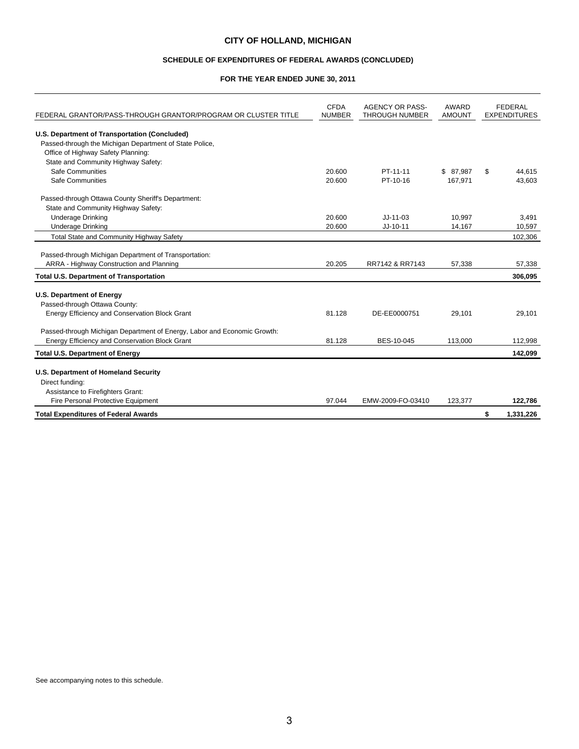# CITY OF HOLLAND, MICHIGAN

## SCHEDULE OF EXPENDITURES OF FEDERAL AWARDS (CONCLUDED)

### FOR THE YEAR ENDED JUNE 30, 2011

| FEDERAL GRANTOR/PASS-THROUGH GRANTOR/PROGRAM OR CLUSTER TITLE | CFDA NUMBER | AGENCY OR PASS-THROUGH NUMBER | AWARD AMOUNT | FEDERAL EXPENDITURES |
|---|---|---|---|---|
| **U.S. Department of Transportation (Concluded)** | | | | |
| Passed-through the Michigan Department of State Police, | | | | |
| Office of Highway Safety Planning: | | | | |
| State and Community Highway Safety: | | | | |
| Safe Communities | 20.600 | PT-11-11 | $ 87,987 | $ 44,615 |
| Safe Communities | 20.600 | PT-10-16 | 167,971 | 43,603 |
| Passed-through Ottawa County Sheriff's Department: | | | | |
| State and Community Highway Safety: | | | | |
| Underage Drinking | 20.600 | JJ-11-03 | 10,997 | 3,491 |
| Underage Drinking | 20.600 | JJ-10-11 | 14,167 | 10,597 |
| Total State and Community Highway Safety | | | | 102,306 |
| Passed-through Michigan Department of Transportation: | | | | |
| ARRA - Highway Construction and Planning | 20.205 | RR7142 & RR7143 | 57,338 | 57,338 |
| **Total U.S. Department of Transportation** | | | | **306,095** |
| **U.S. Department of Energy** | | | | |
| Passed-through Ottawa County: | | | | |
| Energy Efficiency and Conservation Block Grant | 81.128 | DE-EE0000751 | 29,101 | 29,101 |
| Passed-through Michigan Department of Energy, Labor and Economic Growth: | | | | |
| Energy Efficiency and Conservation Block Grant | 81.128 | BES-10-045 | 113,000 | 112,998 |
| **Total U.S. Department of Energy** | | | | **142,099** |
| **U.S. Department of Homeland Security** | | | | |
| Direct funding: | | | | |
| Assistance to Firefighters Grant: | | | | |
| Fire Personal Protective Equipment | 97.044 | EMW-2009-FO-03410 | 123,377 | **122,786** |
| **Total Expenditures of Federal Awards** | | | | **$ 1,331,226** |

See accompanying notes to this schedule.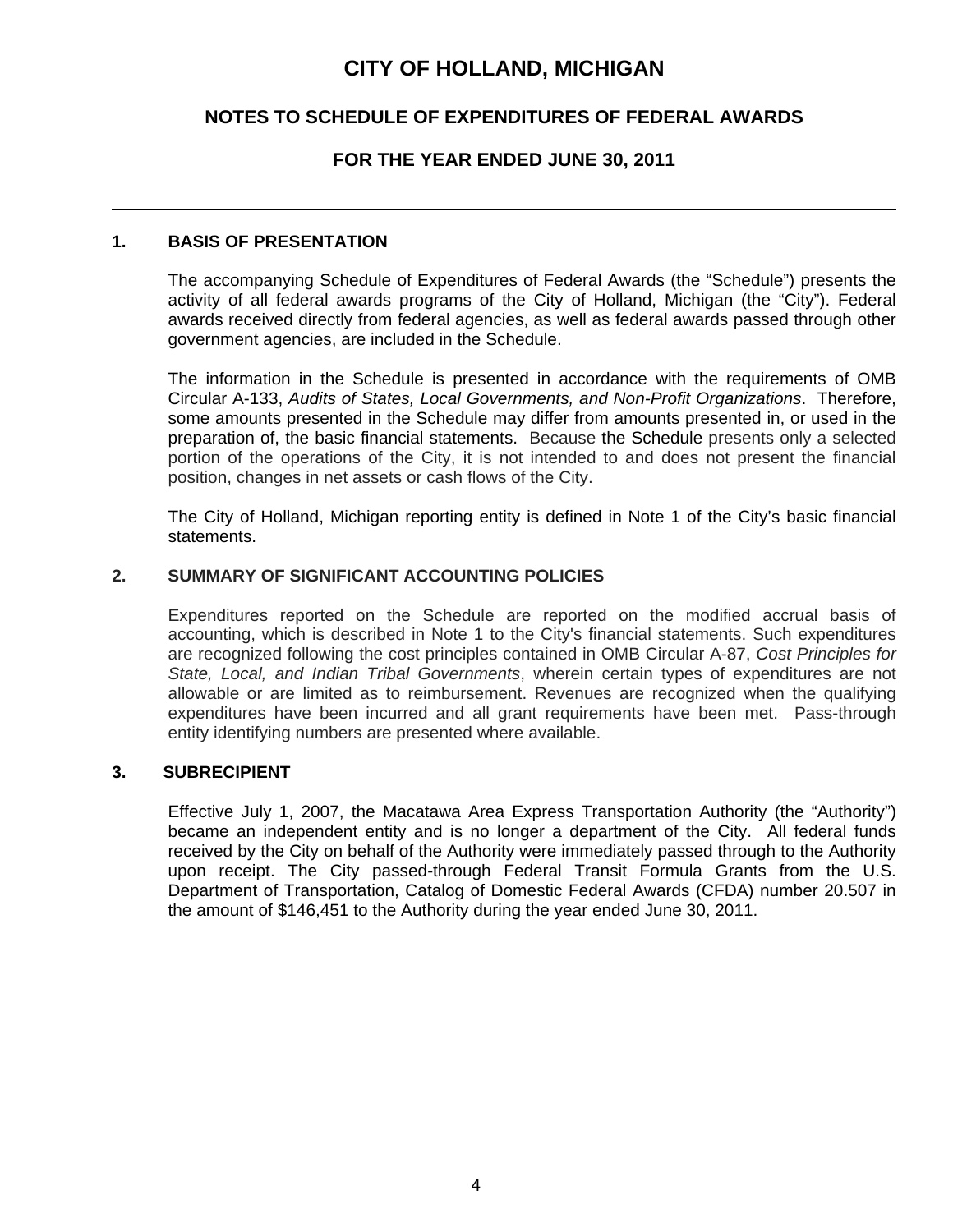# CITY OF HOLLAND, MICHIGAN

## NOTES TO SCHEDULE OF EXPENDITURES OF FEDERAL AWARDS

## FOR THE YEAR ENDED JUNE 30, 2011

### 1. BASIS OF PRESENTATION

The accompanying Schedule of Expenditures of Federal Awards (the "Schedule") presents the activity of all federal awards programs of the City of Holland, Michigan (the "City"). Federal awards received directly from federal agencies, as well as federal awards passed through other government agencies, are included in the Schedule.

The information in the Schedule is presented in accordance with the requirements of OMB Circular A-133, *Audits of States, Local Governments, and Non-Profit Organizations*. Therefore, some amounts presented in the Schedule may differ from amounts presented in, or used in the preparation of, the basic financial statements. Because the Schedule presents only a selected portion of the operations of the City, it is not intended to and does not present the financial position, changes in net assets or cash flows of the City.

The City of Holland, Michigan reporting entity is defined in Note 1 of the City's basic financial statements.

### 2. SUMMARY OF SIGNIFICANT ACCOUNTING POLICIES

Expenditures reported on the Schedule are reported on the modified accrual basis of accounting, which is described in Note 1 to the City's financial statements. Such expenditures are recognized following the cost principles contained in OMB Circular A-87, *Cost Principles for State, Local, and Indian Tribal Governments*, wherein certain types of expenditures are not allowable or are limited as to reimbursement. Revenues are recognized when the qualifying expenditures have been incurred and all grant requirements have been met. Pass-through entity identifying numbers are presented where available.

### 3. SUBRECIPIENT

Effective July 1, 2007, the Macatawa Area Express Transportation Authority (the "Authority") became an independent entity and is no longer a department of the City. All federal funds received by the City on behalf of the Authority were immediately passed through to the Authority upon receipt. The City passed-through Federal Transit Formula Grants from the U.S. Department of Transportation, Catalog of Domestic Federal Awards (CFDA) number 20.507 in the amount of $146,451 to the Authority during the year ended June 30, 2011.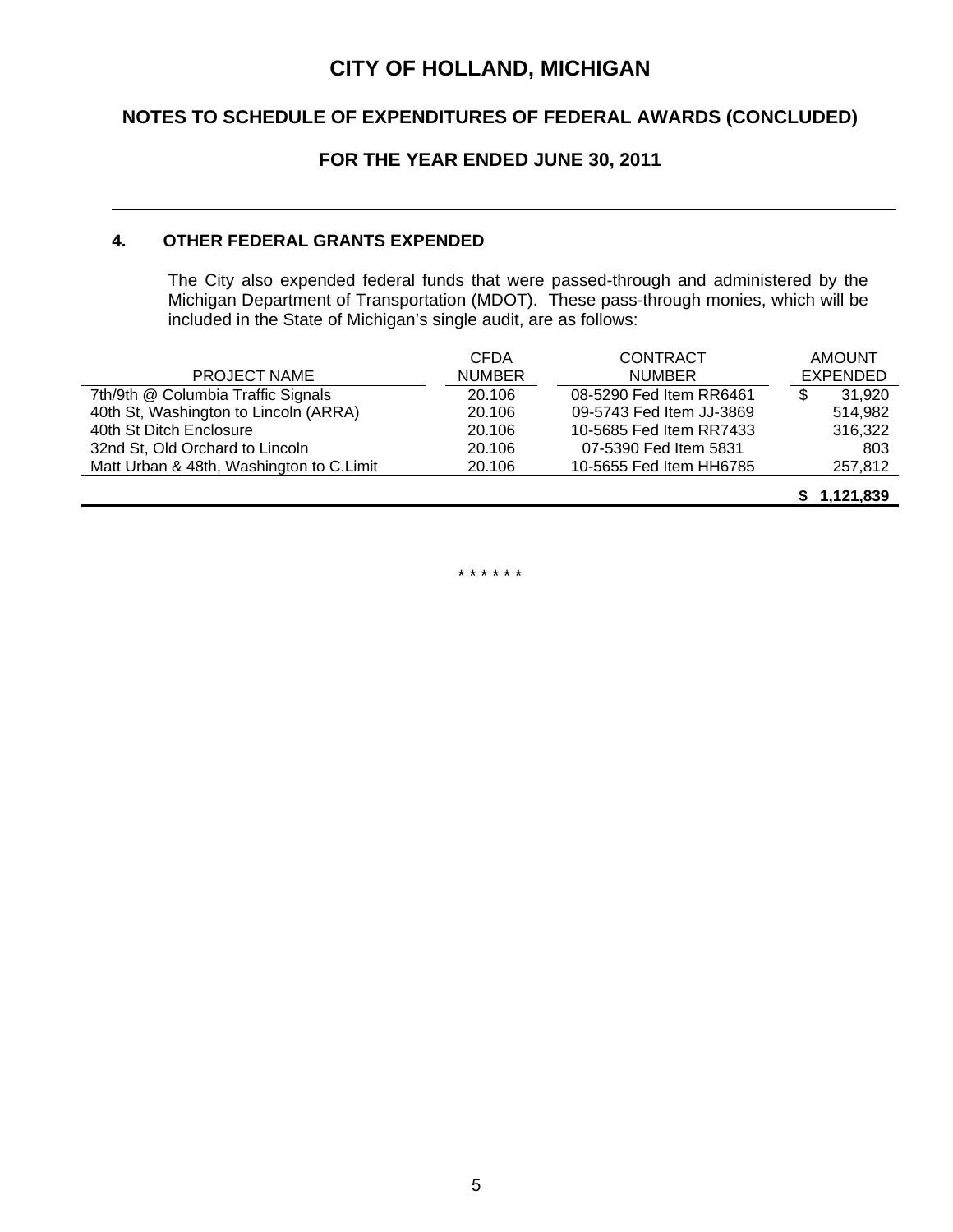# CITY OF HOLLAND, MICHIGAN

## NOTES TO SCHEDULE OF EXPENDITURES OF FEDERAL AWARDS (CONCLUDED)

## FOR THE YEAR ENDED JUNE 30, 2011

### 4. OTHER FEDERAL GRANTS EXPENDED

The City also expended federal funds that were passed-through and administered by the Michigan Department of Transportation (MDOT). These pass-through monies, which will be included in the State of Michigan's single audit, are as follows:

| PROJECT NAME | CFDA NUMBER | CONTRACT NUMBER | AMOUNT EXPENDED |
|---|---|---|---|
| 7th/9th @ Columbia Traffic Signals | 20.106 | 08-5290 Fed Item RR6461 | $ 31,920 |
| 40th St, Washington to Lincoln (ARRA) | 20.106 | 09-5743 Fed Item JJ-3869 | 514,982 |
| 40th St Ditch Enclosure | 20.106 | 10-5685 Fed Item RR7433 | 316,322 |
| 32nd St, Old Orchard to Lincoln | 20.106 | 07-5390 Fed Item 5831 | 803 |
| Matt Urban & 48th, Washington to C.Limit | 20.106 | 10-5655 Fed Item HH6785 | 257,812 |
| | | | **$ 1,121,839** |

\* \* \* \* \* \*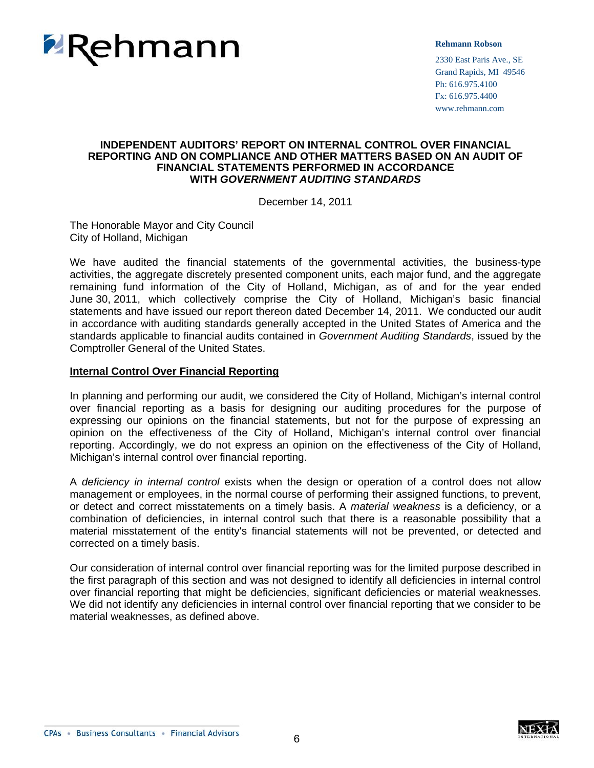Rehmann

**Rehmann Robson**

2330 East Paris Ave., SE
Grand Rapids, MI 49546
Ph: 616.975.4100
Fx: 616.975.4400
www.rehmann.com

## INDEPENDENT AUDITORS' REPORT ON INTERNAL CONTROL OVER FINANCIAL REPORTING AND ON COMPLIANCE AND OTHER MATTERS BASED ON AN AUDIT OF FINANCIAL STATEMENTS PERFORMED IN ACCORDANCE WITH *GOVERNMENT AUDITING STANDARDS*

December 14, 2011

The Honorable Mayor and City Council
City of Holland, Michigan

We have audited the financial statements of the governmental activities, the business-type activities, the aggregate discretely presented component units, each major fund, and the aggregate remaining fund information of the City of Holland, Michigan, as of and for the year ended June 30, 2011, which collectively comprise the City of Holland, Michigan's basic financial statements and have issued our report thereon dated December 14, 2011. We conducted our audit in accordance with auditing standards generally accepted in the United States of America and the standards applicable to financial audits contained in *Government Auditing Standards*, issued by the Comptroller General of the United States.

**Internal Control Over Financial Reporting**

In planning and performing our audit, we considered the City of Holland, Michigan's internal control over financial reporting as a basis for designing our auditing procedures for the purpose of expressing our opinions on the financial statements, but not for the purpose of expressing an opinion on the effectiveness of the City of Holland, Michigan's internal control over financial reporting. Accordingly, we do not express an opinion on the effectiveness of the City of Holland, Michigan's internal control over financial reporting.

A *deficiency in internal control* exists when the design or operation of a control does not allow management or employees, in the normal course of performing their assigned functions, to prevent, or detect and correct misstatements on a timely basis. A *material weakness* is a deficiency, or a combination of deficiencies, in internal control such that there is a reasonable possibility that a material misstatement of the entity's financial statements will not be prevented, or detected and corrected on a timely basis.

Our consideration of internal control over financial reporting was for the limited purpose described in the first paragraph of this section and was not designed to identify all deficiencies in internal control over financial reporting that might be deficiencies, significant deficiencies or material weaknesses. We did not identify any deficiencies in internal control over financial reporting that we consider to be material weaknesses, as defined above.

CPAs • Business Consultants • Financial Advisors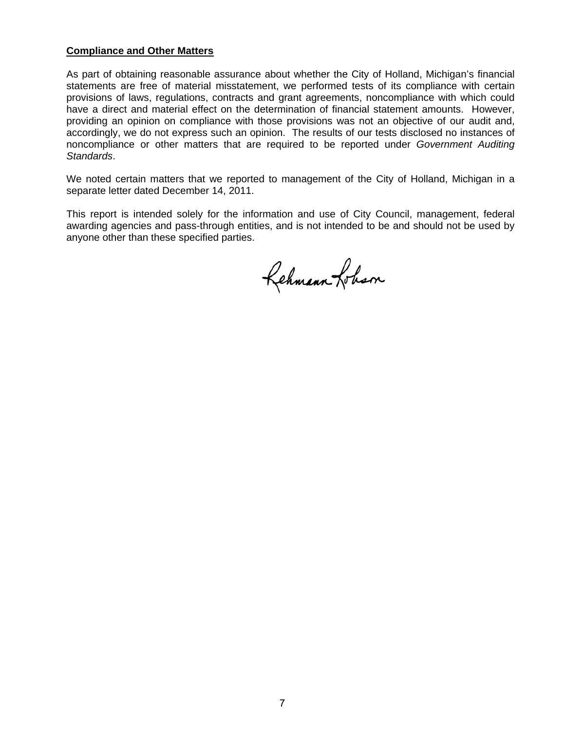**Compliance and Other Matters**

As part of obtaining reasonable assurance about whether the City of Holland, Michigan's financial statements are free of material misstatement, we performed tests of its compliance with certain provisions of laws, regulations, contracts and grant agreements, noncompliance with which could have a direct and material effect on the determination of financial statement amounts. However, providing an opinion on compliance with those provisions was not an objective of our audit and, accordingly, we do not express such an opinion. The results of our tests disclosed no instances of noncompliance or other matters that are required to be reported under *Government Auditing Standards*.

We noted certain matters that we reported to management of the City of Holland, Michigan in a separate letter dated December 14, 2011.

This report is intended solely for the information and use of City Council, management, federal awarding agencies and pass-through entities, and is not intended to be and should not be used by anyone other than these specified parties.

Rehmann Robson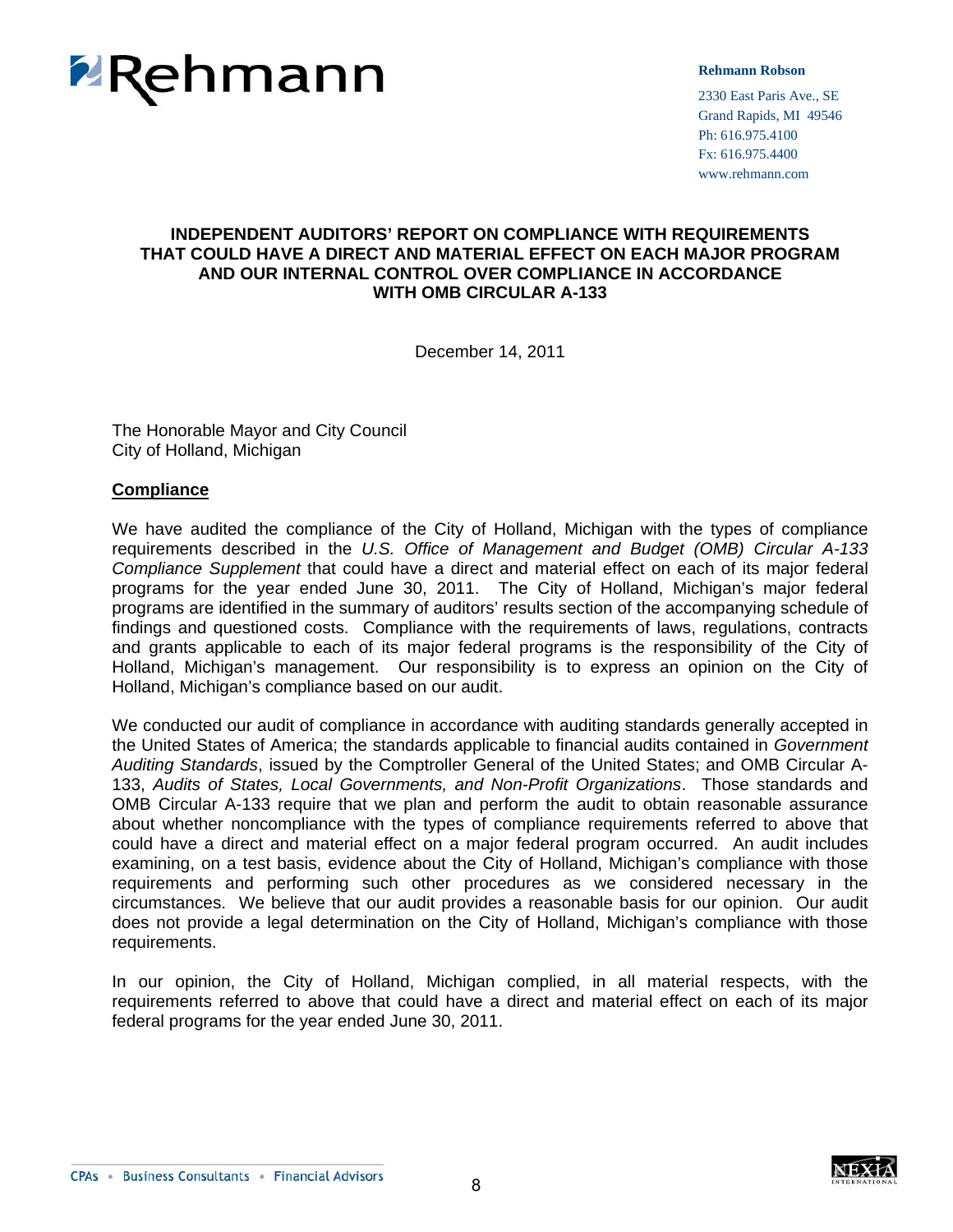**Rehmann Robson**

2330 East Paris Ave., SE
Grand Rapids, MI 49546
Ph: 616.975.4100
Fx: 616.975.4400
www.rehmann.com

## INDEPENDENT AUDITORS' REPORT ON COMPLIANCE WITH REQUIREMENTS THAT COULD HAVE A DIRECT AND MATERIAL EFFECT ON EACH MAJOR PROGRAM AND OUR INTERNAL CONTROL OVER COMPLIANCE IN ACCORDANCE WITH OMB CIRCULAR A-133

December 14, 2011

The Honorable Mayor and City Council
City of Holland, Michigan

**Compliance**

We have audited the compliance of the City of Holland, Michigan with the types of compliance requirements described in the *U.S. Office of Management and Budget (OMB) Circular A-133 Compliance Supplement* that could have a direct and material effect on each of its major federal programs for the year ended June 30, 2011. The City of Holland, Michigan's major federal programs are identified in the summary of auditors' results section of the accompanying schedule of findings and questioned costs. Compliance with the requirements of laws, regulations, contracts and grants applicable to each of its major federal programs is the responsibility of the City of Holland, Michigan's management. Our responsibility is to express an opinion on the City of Holland, Michigan's compliance based on our audit.

We conducted our audit of compliance in accordance with auditing standards generally accepted in the United States of America; the standards applicable to financial audits contained in *Government Auditing Standards*, issued by the Comptroller General of the United States; and OMB Circular A-133, *Audits of States, Local Governments, and Non-Profit Organizations*. Those standards and OMB Circular A-133 require that we plan and perform the audit to obtain reasonable assurance about whether noncompliance with the types of compliance requirements referred to above that could have a direct and material effect on a major federal program occurred. An audit includes examining, on a test basis, evidence about the City of Holland, Michigan's compliance with those requirements and performing such other procedures as we considered necessary in the circumstances. We believe that our audit provides a reasonable basis for our opinion. Our audit does not provide a legal determination on the City of Holland, Michigan's compliance with those requirements.

In our opinion, the City of Holland, Michigan complied, in all material respects, with the requirements referred to above that could have a direct and material effect on each of its major federal programs for the year ended June 30, 2011.

CPAs • Business Consultants • Financial Advisors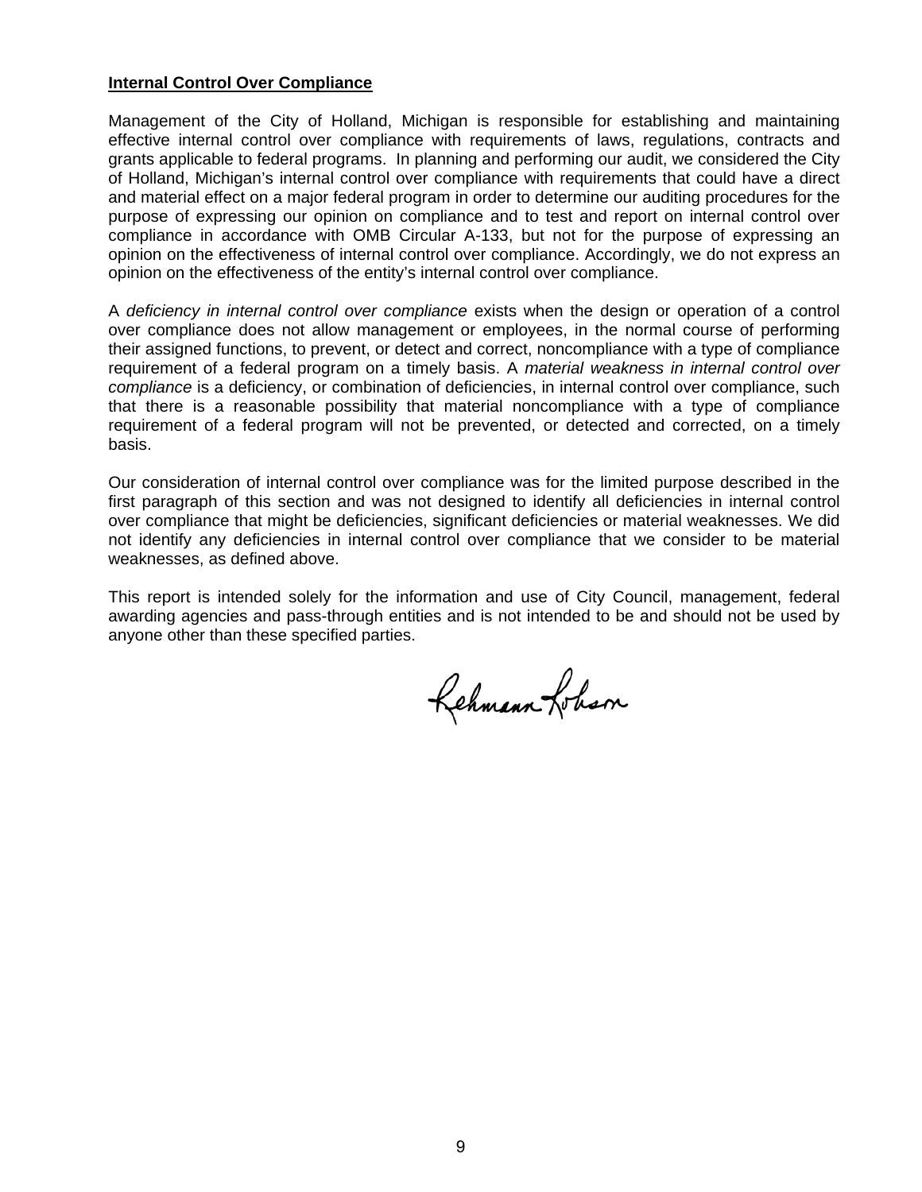**Internal Control Over Compliance**

Management of the City of Holland, Michigan is responsible for establishing and maintaining effective internal control over compliance with requirements of laws, regulations, contracts and grants applicable to federal programs. In planning and performing our audit, we considered the City of Holland, Michigan's internal control over compliance with requirements that could have a direct and material effect on a major federal program in order to determine our auditing procedures for the purpose of expressing our opinion on compliance and to test and report on internal control over compliance in accordance with OMB Circular A-133, but not for the purpose of expressing an opinion on the effectiveness of internal control over compliance. Accordingly, we do not express an opinion on the effectiveness of the entity's internal control over compliance.

A *deficiency in internal control over compliance* exists when the design or operation of a control over compliance does not allow management or employees, in the normal course of performing their assigned functions, to prevent, or detect and correct, noncompliance with a type of compliance requirement of a federal program on a timely basis. A *material weakness in internal control over compliance* is a deficiency, or combination of deficiencies, in internal control over compliance, such that there is a reasonable possibility that material noncompliance with a type of compliance requirement of a federal program will not be prevented, or detected and corrected, on a timely basis.

Our consideration of internal control over compliance was for the limited purpose described in the first paragraph of this section and was not designed to identify all deficiencies in internal control over compliance that might be deficiencies, significant deficiencies or material weaknesses. We did not identify any deficiencies in internal control over compliance that we consider to be material weaknesses, as defined above.

This report is intended solely for the information and use of City Council, management, federal awarding agencies and pass-through entities and is not intended to be and should not be used by anyone other than these specified parties.

Rehmann Robson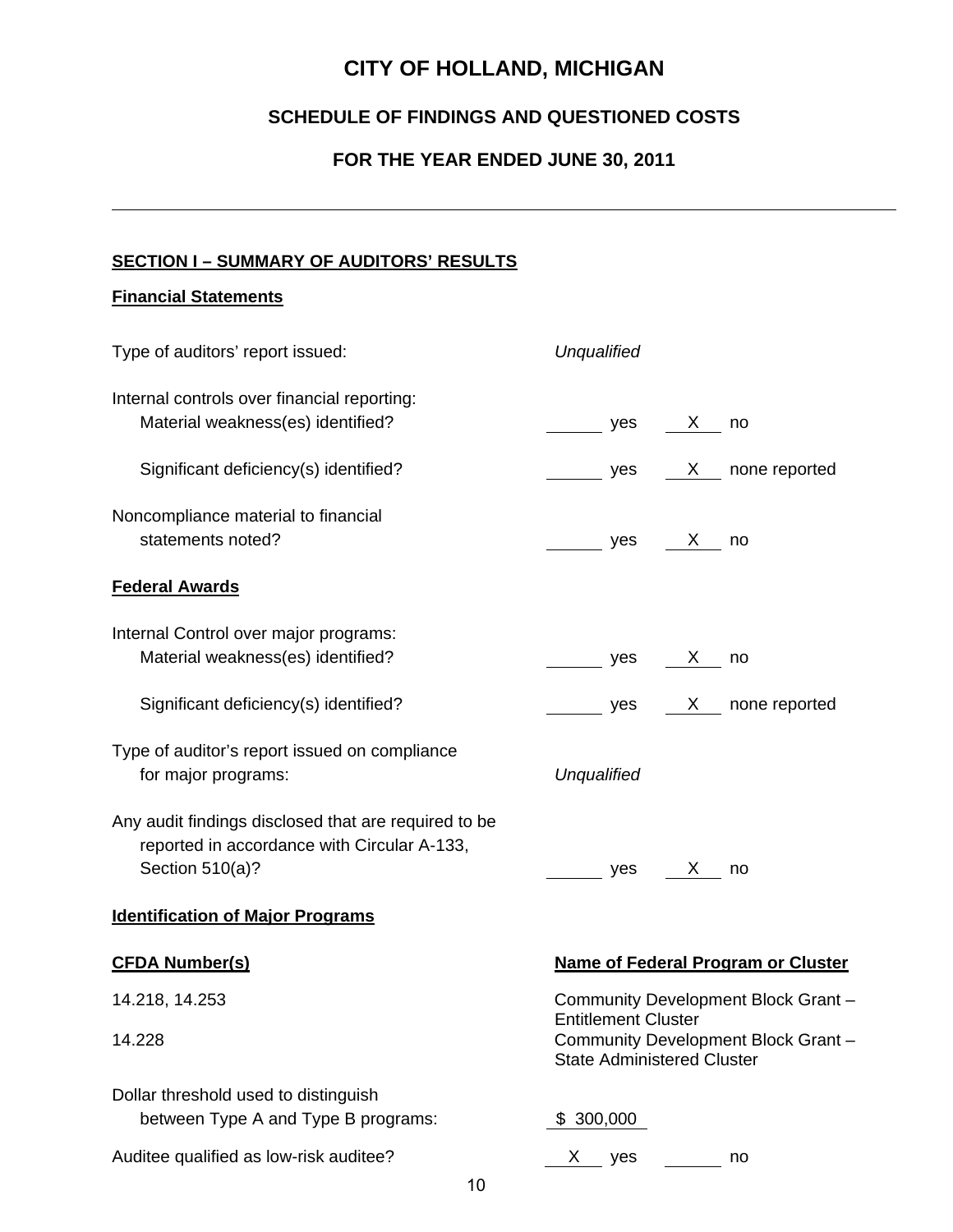# CITY OF HOLLAND, MICHIGAN

## SCHEDULE OF FINDINGS AND QUESTIONED COSTS

## FOR THE YEAR ENDED JUNE 30, 2011

---

**SECTION I – SUMMARY OF AUDITORS' RESULTS**

**Financial Statements**

| | | |
|---|---|---|
| Type of auditors' report issued: | *Unqualified* | |
| Internal controls over financial reporting: | | |
| Material weakness(es) identified? | ____ yes | X no |
| Significant deficiency(s) identified? | ____ yes | X none reported |
| Noncompliance material to financial statements noted? | ____ yes | X no |

**Federal Awards**

| | | |
|---|---|---|
| Internal Control over major programs: | | |
| Material weakness(es) identified? | ____ yes | X no |
| Significant deficiency(s) identified? | ____ yes | X none reported |
| Type of auditor's report issued on compliance for major programs: | *Unqualified* | |
| Any audit findings disclosed that are required to be reported in accordance with Circular A-133, Section 510(a)? | ____ yes | X no |

**Identification of Major Programs**

| CFDA Number(s) | Name of Federal Program or Cluster |
|---|---|
| 14.218, 14.253 | Community Development Block Grant – Entitlement Cluster |
| 14.228 | Community Development Block Grant – State Administered Cluster |

| | | |
|---|---|---|
| Dollar threshold used to distinguish between Type A and Type B programs: | $ 300,000 | |
| Auditee qualified as low-risk auditee? | X yes | ____ no |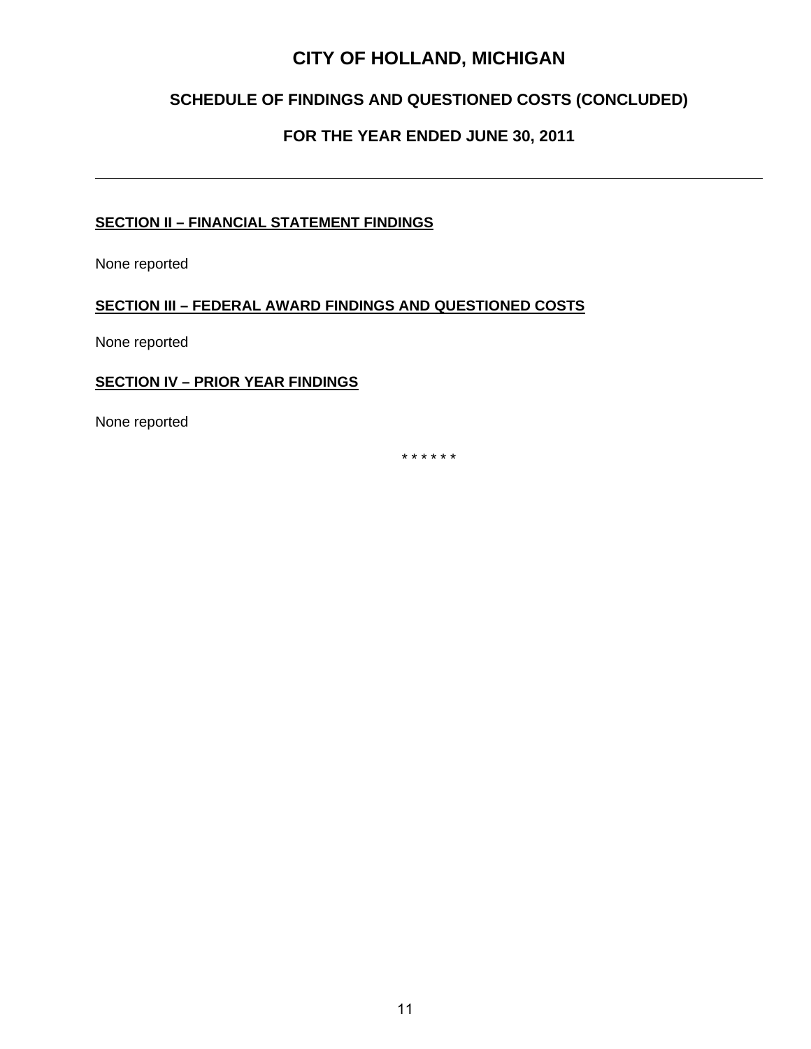# CITY OF HOLLAND, MICHIGAN

## SCHEDULE OF FINDINGS AND QUESTIONED COSTS (CONCLUDED)

## FOR THE YEAR ENDED JUNE 30, 2011

---

**SECTION II – FINANCIAL STATEMENT FINDINGS**

None reported

**SECTION III – FEDERAL AWARD FINDINGS AND QUESTIONED COSTS**

None reported

**SECTION IV – PRIOR YEAR FINDINGS**

None reported

* * * * * *